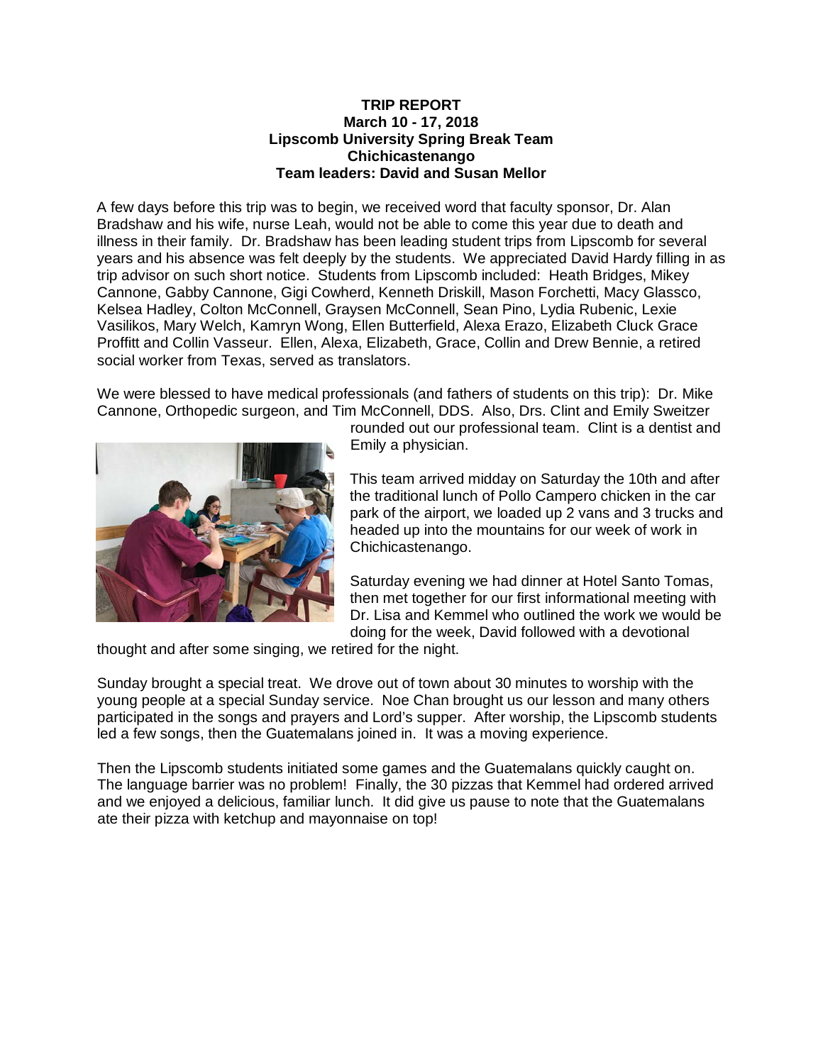**TRIP REPORT**
**March 10 - 17, 2018**
**Lipscomb University Spring Break Team**
**Chichicastenango**
**Team leaders: David and Susan Mellor**

A few days before this trip was to begin, we received word that faculty sponsor, Dr. Alan Bradshaw and his wife, nurse Leah, would not be able to come this year due to death and illness in their family. Dr. Bradshaw has been leading student trips from Lipscomb for several years and his absence was felt deeply by the students. We appreciated David Hardy filling in as trip advisor on such short notice. Students from Lipscomb included: Heath Bridges, Mikey Cannone, Gabby Cannone, Gigi Cowherd, Kenneth Driskill, Mason Forchetti, Macy Glassco, Kelsea Hadley, Colton McConnell, Graysen McConnell, Sean Pino, Lydia Rubenic, Lexie Vasilikos, Mary Welch, Kamryn Wong, Ellen Butterfield, Alexa Erazo, Elizabeth Cluck Grace Proffitt and Collin Vasseur. Ellen, Alexa, Elizabeth, Grace, Collin and Drew Bennie, a retired social worker from Texas, served as translators.

We were blessed to have medical professionals (and fathers of students on this trip): Dr. Mike Cannone, Orthopedic surgeon, and Tim McConnell, DDS. Also, Drs. Clint and Emily Sweitzer rounded out our professional team. Clint is a dentist and Emily a physician.

This team arrived midday on Saturday the 10th and after the traditional lunch of Pollo Campero chicken in the car park of the airport, we loaded up 2 vans and 3 trucks and headed up into the mountains for our week of work in Chichicastenango.

Saturday evening we had dinner at Hotel Santo Tomas, then met together for our first informational meeting with Dr. Lisa and Kemmel who outlined the work we would be doing for the week, David followed with a devotional thought and after some singing, we retired for the night.

Sunday brought a special treat. We drove out of town about 30 minutes to worship with the young people at a special Sunday service. Noe Chan brought us our lesson and many others participated in the songs and prayers and Lord's supper. After worship, the Lipscomb students led a few songs, then the Guatemalans joined in. It was a moving experience.

Then the Lipscomb students initiated some games and the Guatemalans quickly caught on. The language barrier was no problem! Finally, the 30 pizzas that Kemmel had ordered arrived and we enjoyed a delicious, familiar lunch. It did give us pause to note that the Guatemalans ate their pizza with ketchup and mayonnaise on top!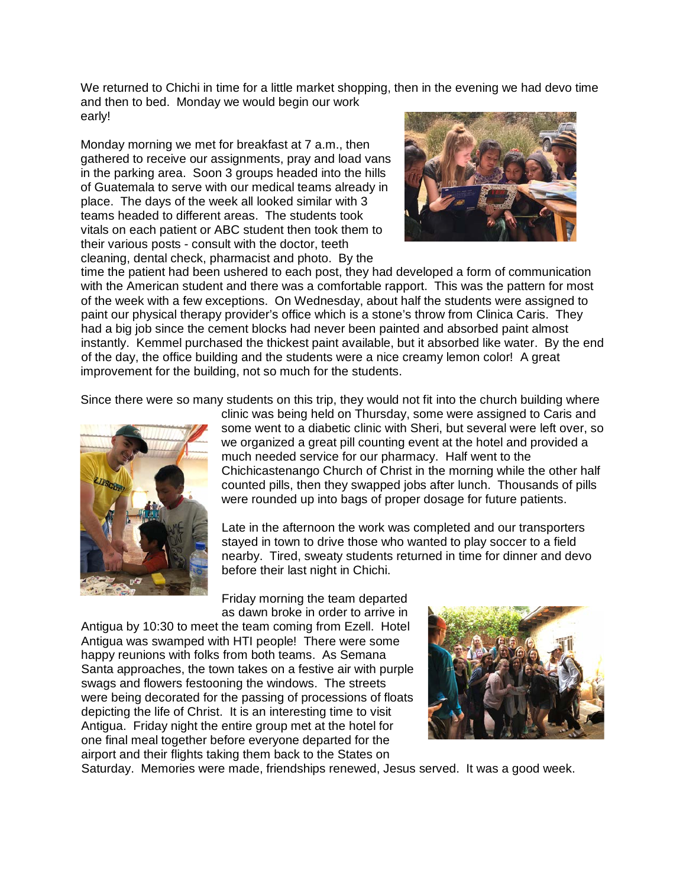We returned to Chichi in time for a little market shopping, then in the evening we had devo time and then to bed. Monday we would begin our work early!

Monday morning we met for breakfast at 7 a.m., then gathered to receive our assignments, pray and load vans in the parking area. Soon 3 groups headed into the hills of Guatemala to serve with our medical teams already in place. The days of the week all looked similar with 3 teams headed to different areas. The students took vitals on each patient or ABC student then took them to their various posts - consult with the doctor, teeth cleaning, dental check, pharmacist and photo. By the time the patient had been ushered to each post, they had developed a form of communication with the American student and there was a comfortable rapport. This was the pattern for most of the week with a few exceptions. On Wednesday, about half the students were assigned to paint our physical therapy provider's office which is a stone's throw from Clinica Caris. They had a big job since the cement blocks had never been painted and absorbed paint almost instantly. Kemmel purchased the thickest paint available, but it absorbed like water. By the end of the day, the office building and the students were a nice creamy lemon color! A great improvement for the building, not so much for the students.

Since there were so many students on this trip, they would not fit into the church building where clinic was being held on Thursday, some were assigned to Caris and some went to a diabetic clinic with Sheri, but several were left over, so we organized a great pill counting event at the hotel and provided a much needed service for our pharmacy. Half went to the Chichicastenango Church of Christ in the morning while the other half counted pills, then they swapped jobs after lunch. Thousands of pills were rounded up into bags of proper dosage for future patients.

Late in the afternoon the work was completed and our transporters stayed in town to drive those who wanted to play soccer to a field nearby. Tired, sweaty students returned in time for dinner and devo before their last night in Chichi.

Friday morning the team departed as dawn broke in order to arrive in Antigua by 10:30 to meet the team coming from Ezell. Hotel Antigua was swamped with HTI people! There were some happy reunions with folks from both teams. As Semana Santa approaches, the town takes on a festive air with purple swags and flowers festooning the windows. The streets were being decorated for the passing of processions of floats depicting the life of Christ. It is an interesting time to visit Antigua. Friday night the entire group met at the hotel for one final meal together before everyone departed for the airport and their flights taking them back to the States on Saturday. Memories were made, friendships renewed, Jesus served. It was a good week.